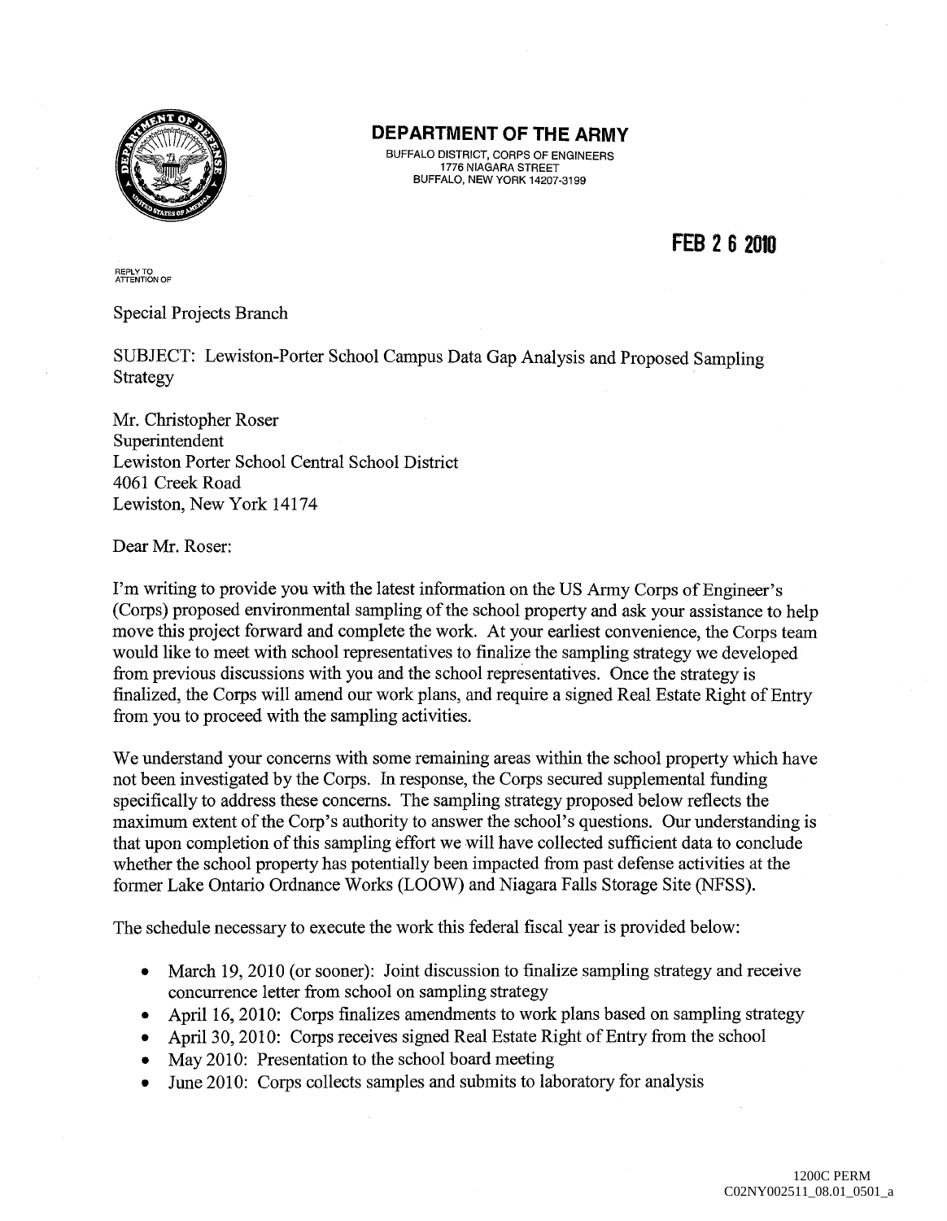# DEPARTMENT OF THE ARMY

BUFFALO DISTRICT, CORPS OF ENGINEERS
1776 NIAGARA STREET
BUFFALO, NEW YORK 14207-3199

**FEB 26 2010**

REPLY TO
ATTENTION OF

Special Projects Branch

SUBJECT: Lewiston-Porter School Campus Data Gap Analysis and Proposed Sampling Strategy

Mr. Christopher Roser
Superintendent
Lewiston Porter School Central School District
4061 Creek Road
Lewiston, New York 14174

Dear Mr. Roser:

I'm writing to provide you with the latest information on the US Army Corps of Engineer's (Corps) proposed environmental sampling of the school property and ask your assistance to help move this project forward and complete the work. At your earliest convenience, the Corps team would like to meet with school representatives to finalize the sampling strategy we developed from previous discussions with you and the school representatives. Once the strategy is finalized, the Corps will amend our work plans, and require a signed Real Estate Right of Entry from you to proceed with the sampling activities.

We understand your concerns with some remaining areas within the school property which have not been investigated by the Corps. In response, the Corps secured supplemental funding specifically to address these concerns. The sampling strategy proposed below reflects the maximum extent of the Corp's authority to answer the school's questions. Our understanding is that upon completion of this sampling effort we will have collected sufficient data to conclude whether the school property has potentially been impacted from past defense activities at the former Lake Ontario Ordnance Works (LOOW) and Niagara Falls Storage Site (NFSS).

The schedule necessary to execute the work this federal fiscal year is provided below:

- March 19, 2010 (or sooner): Joint discussion to finalize sampling strategy and receive concurrence letter from school on sampling strategy
- April 16, 2010: Corps finalizes amendments to work plans based on sampling strategy
- April 30, 2010: Corps receives signed Real Estate Right of Entry from the school
- May 2010: Presentation to the school board meeting
- June 2010: Corps collects samples and submits to laboratory for analysis

1200C PERM
C02NY002511_08.01_0501_a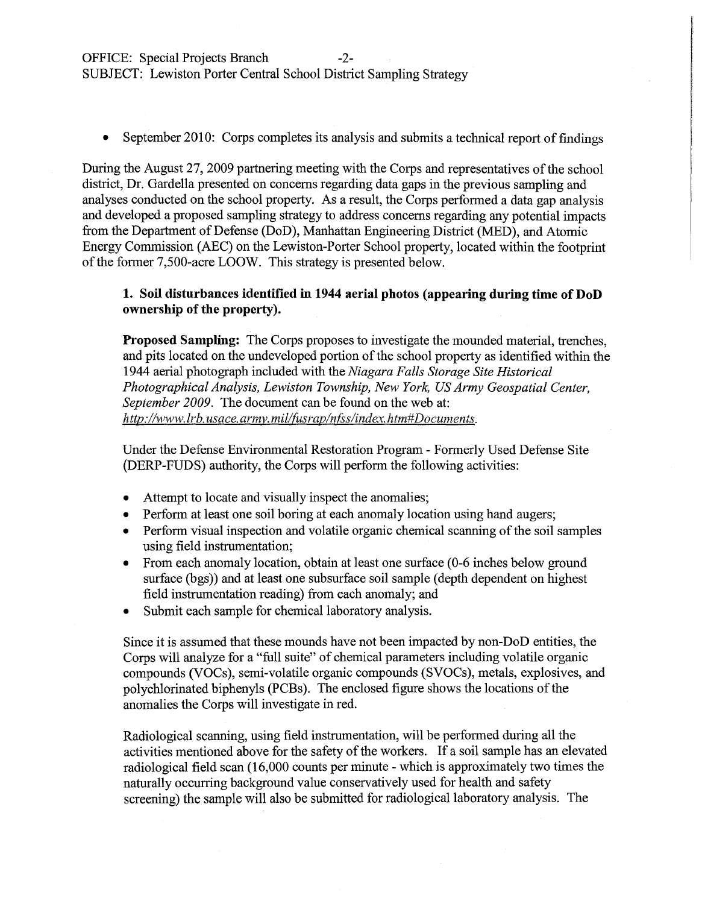- September 2010: Corps completes its analysis and submits a technical report of findings

During the August 27, 2009 partnering meeting with the Corps and representatives of the school district, Dr. Gardella presented on concerns regarding data gaps in the previous sampling and analyses conducted on the school property. As a result, the Corps performed a data gap analysis and developed a proposed sampling strategy to address concerns regarding any potential impacts from the Department of Defense (DoD), Manhattan Engineering District (MED), and Atomic Energy Commission (AEC) on the Lewiston-Porter School property, located within the footprint of the former 7,500-acre LOOW. This strategy is presented below.

**1. Soil disturbances identified in 1944 aerial photos (appearing during time of DoD ownership of the property).**

**Proposed Sampling:** The Corps proposes to investigate the mounded material, trenches, and pits located on the undeveloped portion of the school property as identified within the 1944 aerial photograph included with the *Niagara Falls Storage Site Historical Photographical Analysis, Lewiston Township, New York, US Army Geospatial Center, September 2009*. The document can be found on the web at: *http://www.lrb.usace.army.mil/fusrap/nfss/index.htm#Documents*.

Under the Defense Environmental Restoration Program - Formerly Used Defense Site (DERP-FUDS) authority, the Corps will perform the following activities:

- Attempt to locate and visually inspect the anomalies;
- Perform at least one soil boring at each anomaly location using hand augers;
- Perform visual inspection and volatile organic chemical scanning of the soil samples using field instrumentation;
- From each anomaly location, obtain at least one surface (0-6 inches below ground surface (bgs)) and at least one subsurface soil sample (depth dependent on highest field instrumentation reading) from each anomaly; and
- Submit each sample for chemical laboratory analysis.

Since it is assumed that these mounds have not been impacted by non-DoD entities, the Corps will analyze for a "full suite" of chemical parameters including volatile organic compounds (VOCs), semi-volatile organic compounds (SVOCs), metals, explosives, and polychlorinated biphenyls (PCBs). The enclosed figure shows the locations of the anomalies the Corps will investigate in red.

Radiological scanning, using field instrumentation, will be performed during all the activities mentioned above for the safety of the workers. If a soil sample has an elevated radiological field scan (16,000 counts per minute - which is approximately two times the naturally occurring background value conservatively used for health and safety screening) the sample will also be submitted for radiological laboratory analysis. The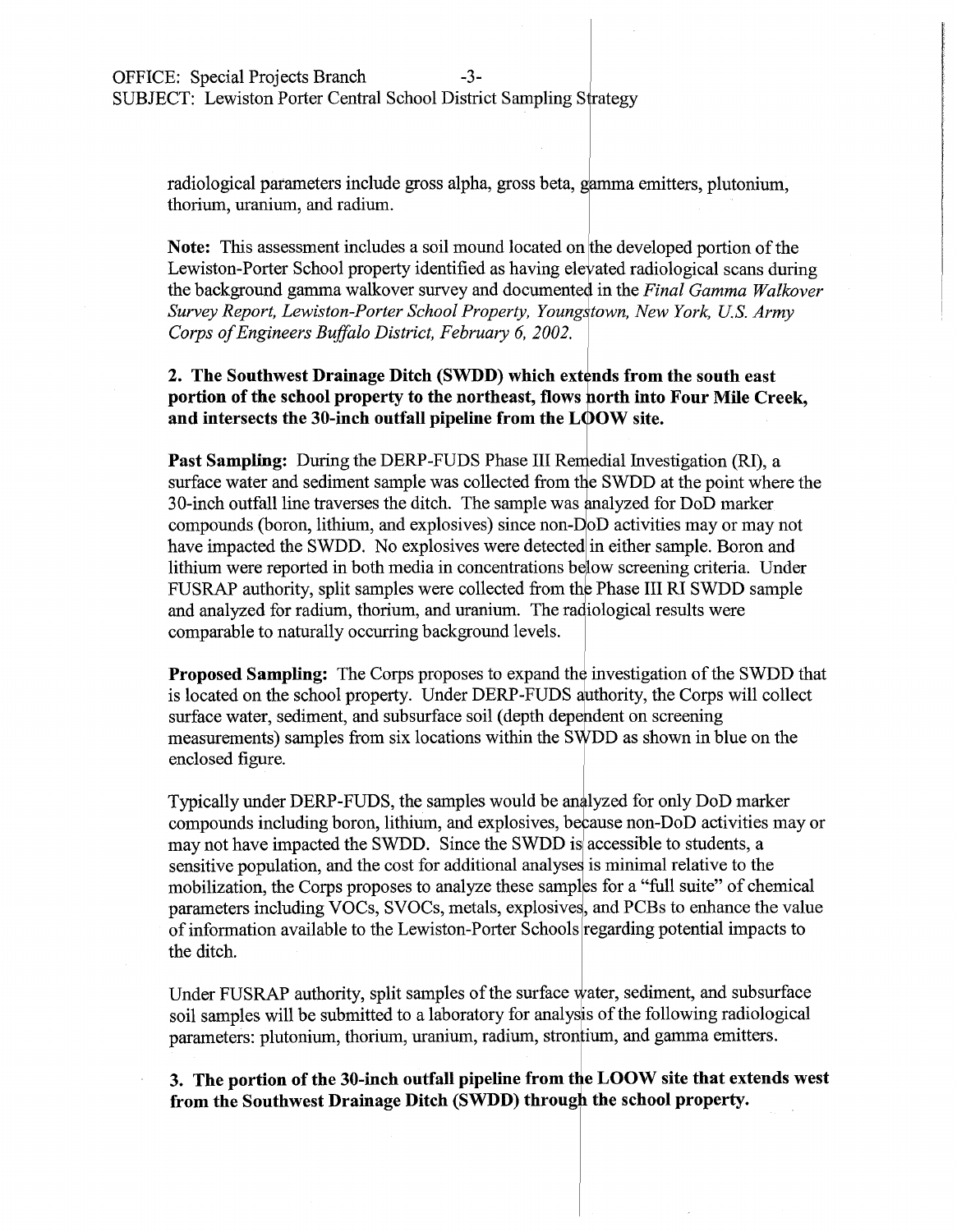radiological parameters include gross alpha, gross beta, gamma emitters, plutonium, thorium, uranium, and radium.

**Note:** This assessment includes a soil mound located on the developed portion of the Lewiston-Porter School property identified as having elevated radiological scans during the background gamma walkover survey and documented in the *Final Gamma Walkover Survey Report, Lewiston-Porter School Property, Youngstown, New York, U.S. Army Corps of Engineers Buffalo District, February 6, 2002.*

**2. The Southwest Drainage Ditch (SWDD) which extends from the south east portion of the school property to the northeast, flows north into Four Mile Creek, and intersects the 30-inch outfall pipeline from the LOOW site.**

**Past Sampling:** During the DERP-FUDS Phase III Remedial Investigation (RI), a surface water and sediment sample was collected from the SWDD at the point where the 30-inch outfall line traverses the ditch. The sample was analyzed for DoD marker compounds (boron, lithium, and explosives) since non-DoD activities may or may not have impacted the SWDD. No explosives were detected in either sample. Boron and lithium were reported in both media in concentrations below screening criteria. Under FUSRAP authority, split samples were collected from the Phase III RI SWDD sample and analyzed for radium, thorium, and uranium. The radiological results were comparable to naturally occurring background levels.

**Proposed Sampling:** The Corps proposes to expand the investigation of the SWDD that is located on the school property. Under DERP-FUDS authority, the Corps will collect surface water, sediment, and subsurface soil (depth dependent on screening measurements) samples from six locations within the SWDD as shown in blue on the enclosed figure.

Typically under DERP-FUDS, the samples would be analyzed for only DoD marker compounds including boron, lithium, and explosives, because non-DoD activities may or may not have impacted the SWDD. Since the SWDD is accessible to students, a sensitive population, and the cost for additional analyses is minimal relative to the mobilization, the Corps proposes to analyze these samples for a "full suite" of chemical parameters including VOCs, SVOCs, metals, explosives, and PCBs to enhance the value of information available to the Lewiston-Porter Schools regarding potential impacts to the ditch.

Under FUSRAP authority, split samples of the surface water, sediment, and subsurface soil samples will be submitted to a laboratory for analysis of the following radiological parameters: plutonium, thorium, uranium, radium, strontium, and gamma emitters.

**3. The portion of the 30-inch outfall pipeline from the LOOW site that extends west from the Southwest Drainage Ditch (SWDD) through the school property.**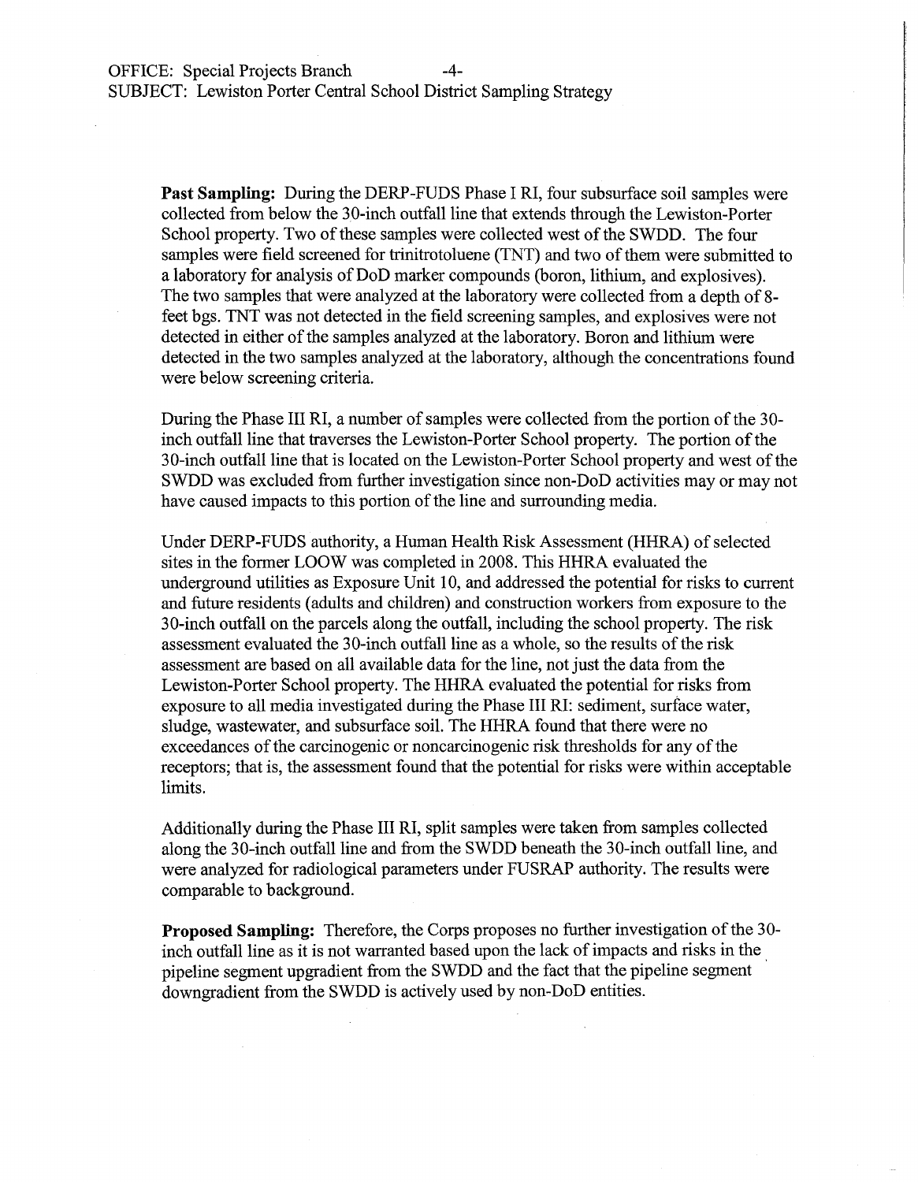**Past Sampling:** During the DERP-FUDS Phase I RI, four subsurface soil samples were collected from below the 30-inch outfall line that extends through the Lewiston-Porter School property. Two of these samples were collected west of the SWDD. The four samples were field screened for trinitrotoluene (TNT) and two of them were submitted to a laboratory for analysis of DoD marker compounds (boron, lithium, and explosives). The two samples that were analyzed at the laboratory were collected from a depth of 8-feet bgs. TNT was not detected in the field screening samples, and explosives were not detected in either of the samples analyzed at the laboratory. Boron and lithium were detected in the two samples analyzed at the laboratory, although the concentrations found were below screening criteria.

During the Phase III RI, a number of samples were collected from the portion of the 30-inch outfall line that traverses the Lewiston-Porter School property. The portion of the 30-inch outfall line that is located on the Lewiston-Porter School property and west of the SWDD was excluded from further investigation since non-DoD activities may or may not have caused impacts to this portion of the line and surrounding media.

Under DERP-FUDS authority, a Human Health Risk Assessment (HHRA) of selected sites in the former LOOW was completed in 2008. This HHRA evaluated the underground utilities as Exposure Unit 10, and addressed the potential for risks to current and future residents (adults and children) and construction workers from exposure to the 30-inch outfall on the parcels along the outfall, including the school property. The risk assessment evaluated the 30-inch outfall line as a whole, so the results of the risk assessment are based on all available data for the line, not just the data from the Lewiston-Porter School property. The HHRA evaluated the potential for risks from exposure to all media investigated during the Phase III RI: sediment, surface water, sludge, wastewater, and subsurface soil. The HHRA found that there were no exceedances of the carcinogenic or noncarcinogenic risk thresholds for any of the receptors; that is, the assessment found that the potential for risks were within acceptable limits.

Additionally during the Phase III RI, split samples were taken from samples collected along the 30-inch outfall line and from the SWDD beneath the 30-inch outfall line, and were analyzed for radiological parameters under FUSRAP authority. The results were comparable to background.

**Proposed Sampling:** Therefore, the Corps proposes no further investigation of the 30-inch outfall line as it is not warranted based upon the lack of impacts and risks in the pipeline segment upgradient from the SWDD and the fact that the pipeline segment downgradient from the SWDD is actively used by non-DoD entities.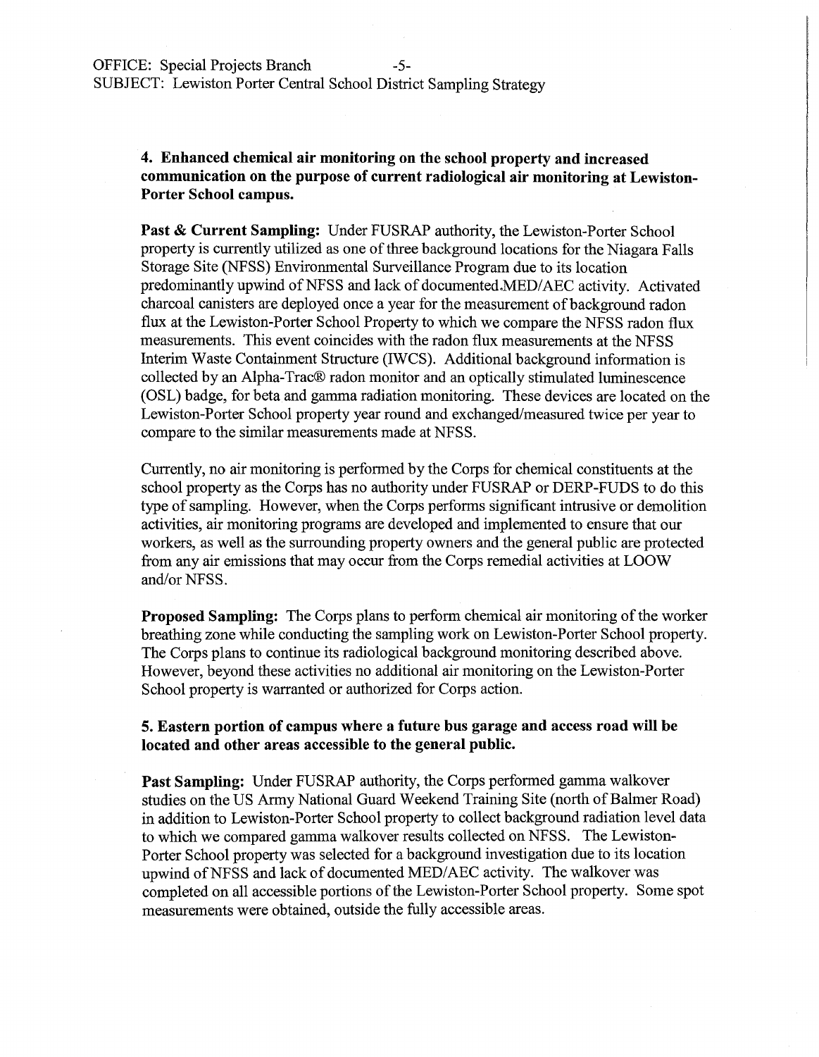**4. Enhanced chemical air monitoring on the school property and increased communication on the purpose of current radiological air monitoring at Lewiston-Porter School campus.**

**Past & Current Sampling:** Under FUSRAP authority, the Lewiston-Porter School property is currently utilized as one of three background locations for the Niagara Falls Storage Site (NFSS) Environmental Surveillance Program due to its location predominantly upwind of NFSS and lack of documented MED/AEC activity. Activated charcoal canisters are deployed once a year for the measurement of background radon flux at the Lewiston-Porter School Property to which we compare the NFSS radon flux measurements. This event coincides with the radon flux measurements at the NFSS Interim Waste Containment Structure (IWCS). Additional background information is collected by an Alpha-Trac® radon monitor and an optically stimulated luminescence (OSL) badge, for beta and gamma radiation monitoring. These devices are located on the Lewiston-Porter School property year round and exchanged/measured twice per year to compare to the similar measurements made at NFSS.

Currently, no air monitoring is performed by the Corps for chemical constituents at the school property as the Corps has no authority under FUSRAP or DERP-FUDS to do this type of sampling. However, when the Corps performs significant intrusive or demolition activities, air monitoring programs are developed and implemented to ensure that our workers, as well as the surrounding property owners and the general public are protected from any air emissions that may occur from the Corps remedial activities at LOOW and/or NFSS.

**Proposed Sampling:** The Corps plans to perform chemical air monitoring of the worker breathing zone while conducting the sampling work on Lewiston-Porter School property. The Corps plans to continue its radiological background monitoring described above. However, beyond these activities no additional air monitoring on the Lewiston-Porter School property is warranted or authorized for Corps action.

**5. Eastern portion of campus where a future bus garage and access road will be located and other areas accessible to the general public.**

**Past Sampling:** Under FUSRAP authority, the Corps performed gamma walkover studies on the US Army National Guard Weekend Training Site (north of Balmer Road) in addition to Lewiston-Porter School property to collect background radiation level data to which we compared gamma walkover results collected on NFSS. The Lewiston-Porter School property was selected for a background investigation due to its location upwind of NFSS and lack of documented MED/AEC activity. The walkover was completed on all accessible portions of the Lewiston-Porter School property. Some spot measurements were obtained, outside the fully accessible areas.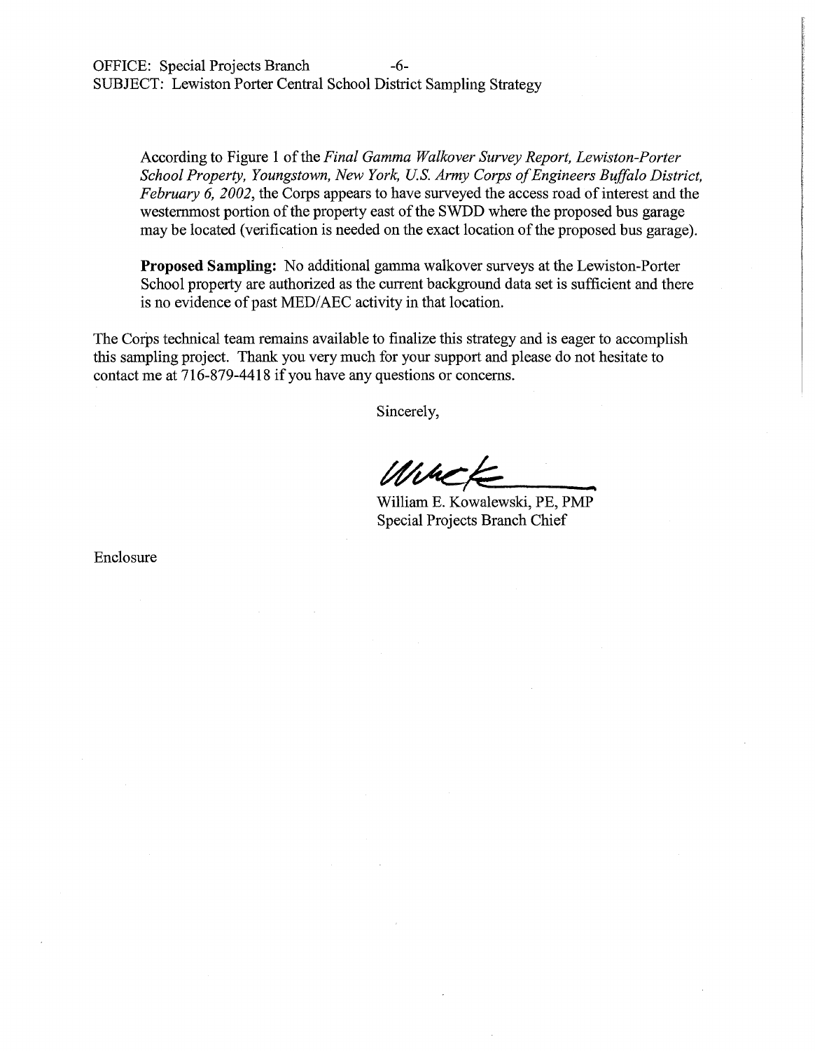According to Figure 1 of the *Final Gamma Walkover Survey Report, Lewiston-Porter School Property, Youngstown, New York, U.S. Army Corps of Engineers Buffalo District, February 6, 2002*, the Corps appears to have surveyed the access road of interest and the westernmost portion of the property east of the SWDD where the proposed bus garage may be located (verification is needed on the exact location of the proposed bus garage).

**Proposed Sampling:** No additional gamma walkover surveys at the Lewiston-Porter School property are authorized as the current background data set is sufficient and there is no evidence of past MED/AEC activity in that location.

The Corps technical team remains available to finalize this strategy and is eager to accomplish this sampling project. Thank you very much for your support and please do not hesitate to contact me at 716-879-4418 if you have any questions or concerns.

Sincerely,

William E. Kowalewski, PE, PMP
Special Projects Branch Chief

Enclosure